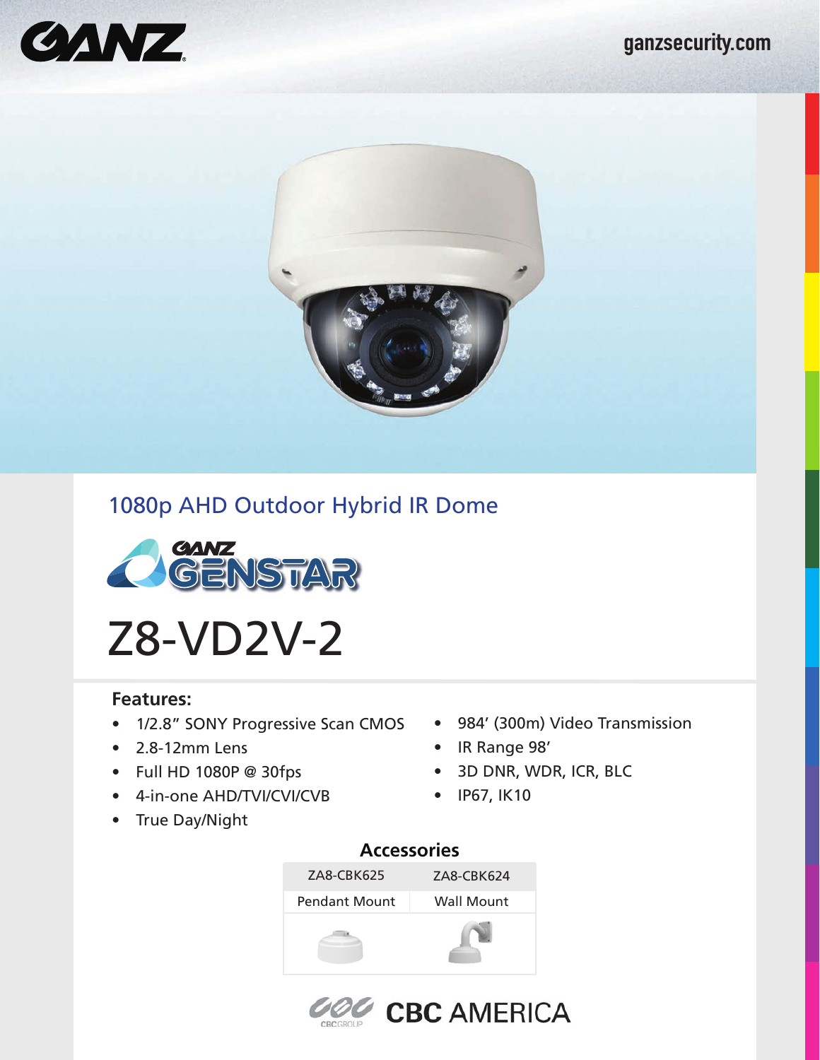GANZ

ganzsecurity.com

## 1080p AHD Outdoor Hybrid IR Dome

GANZ GENSTAR

# Z8-VD2V-2

### Features:

- 1/2.8" SONY Progressive Scan CMOS
- 2.8-12mm Lens
- Full HD 1080P @ 30fps
- 4-in-one AHD/TVI/CVI/CVB
- True Day/Night
- 984' (300m) Video Transmission
- IR Range 98'
- 3D DNR, WDR, ICR, BLC
- IP67, IK10

### Accessories

| ZA8-CBK625 | ZA8-CBK624 |
|---|---|
| Pendant Mount | Wall Mount |

CBC AMERICA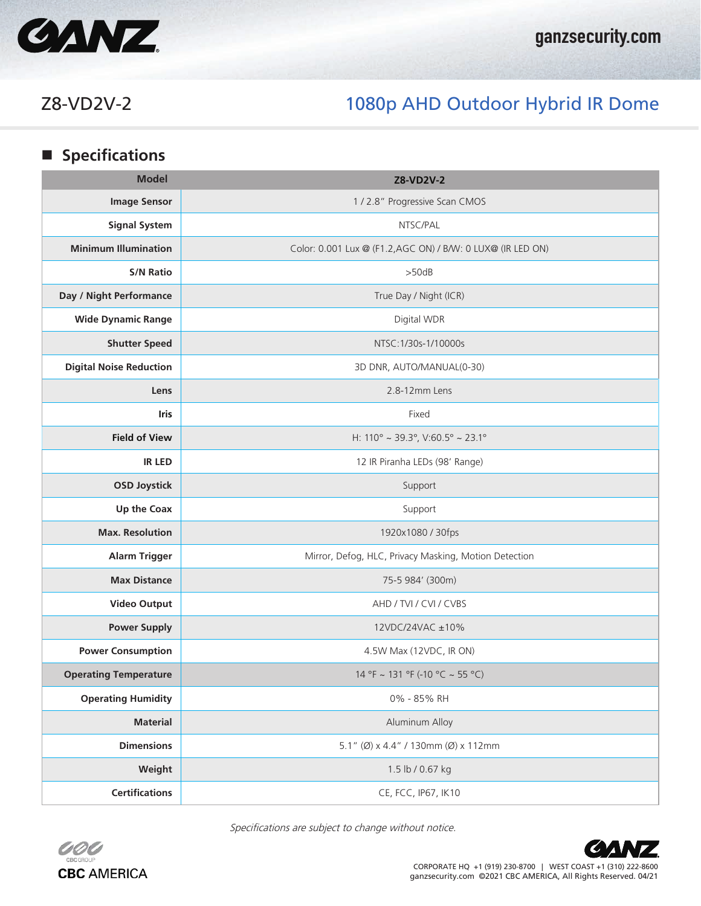Z8-VD2V-2

# 1080p AHD Outdoor Hybrid IR Dome

## Specifications

| Model | Z8-VD2V-2 |
|---|---|
| Image Sensor | 1 / 2.8" Progressive Scan CMOS |
| Signal System | NTSC/PAL |
| Minimum Illumination | Color: 0.001 Lux @ (F1.2,AGC ON) / B/W: 0 LUX@ (IR LED ON) |
| S/N Ratio | >50dB |
| Day / Night Performance | True Day / Night (ICR) |
| Wide Dynamic Range | Digital WDR |
| Shutter Speed | NTSC:1/30s-1/10000s |
| Digital Noise Reduction | 3D DNR, AUTO/MANUAL(0-30) |
| Lens | 2.8-12mm Lens |
| Iris | Fixed |
| Field of View | H: 110° ~ 39.3°, V:60.5° ~ 23.1° |
| IR LED | 12 IR Piranha LEDs (98' Range) |
| OSD Joystick | Support |
| Up the Coax | Support |
| Max. Resolution | 1920x1080 / 30fps |
| Alarm Trigger | Mirror, Defog, HLC, Privacy Masking, Motion Detection |
| Max Distance | 75-5 984' (300m) |
| Video Output | AHD / TVI / CVI / CVBS |
| Power Supply | 12VDC/24VAC ±10% |
| Power Consumption | 4.5W Max (12VDC, IR ON) |
| Operating Temperature | 14 °F ~ 131 °F (-10 °C ~ 55 °C) |
| Operating Humidity | 0% - 85% RH |
| Material | Aluminum Alloy |
| Dimensions | 5.1" (Ø) x 4.4" / 130mm (Ø) x 112mm |
| Weight | 1.5 lb / 0.67 kg |
| Certifications | CE, FCC, IP67, IK10 |

*Specifications are subject to change without notice.*

CBC AMERICA

CORPORATE HQ +1 (919) 230-8700 | WEST COAST +1 (310) 222-8600
ganzsecurity.com ©2021 CBC AMERICA, All Rights Reserved. 04/21